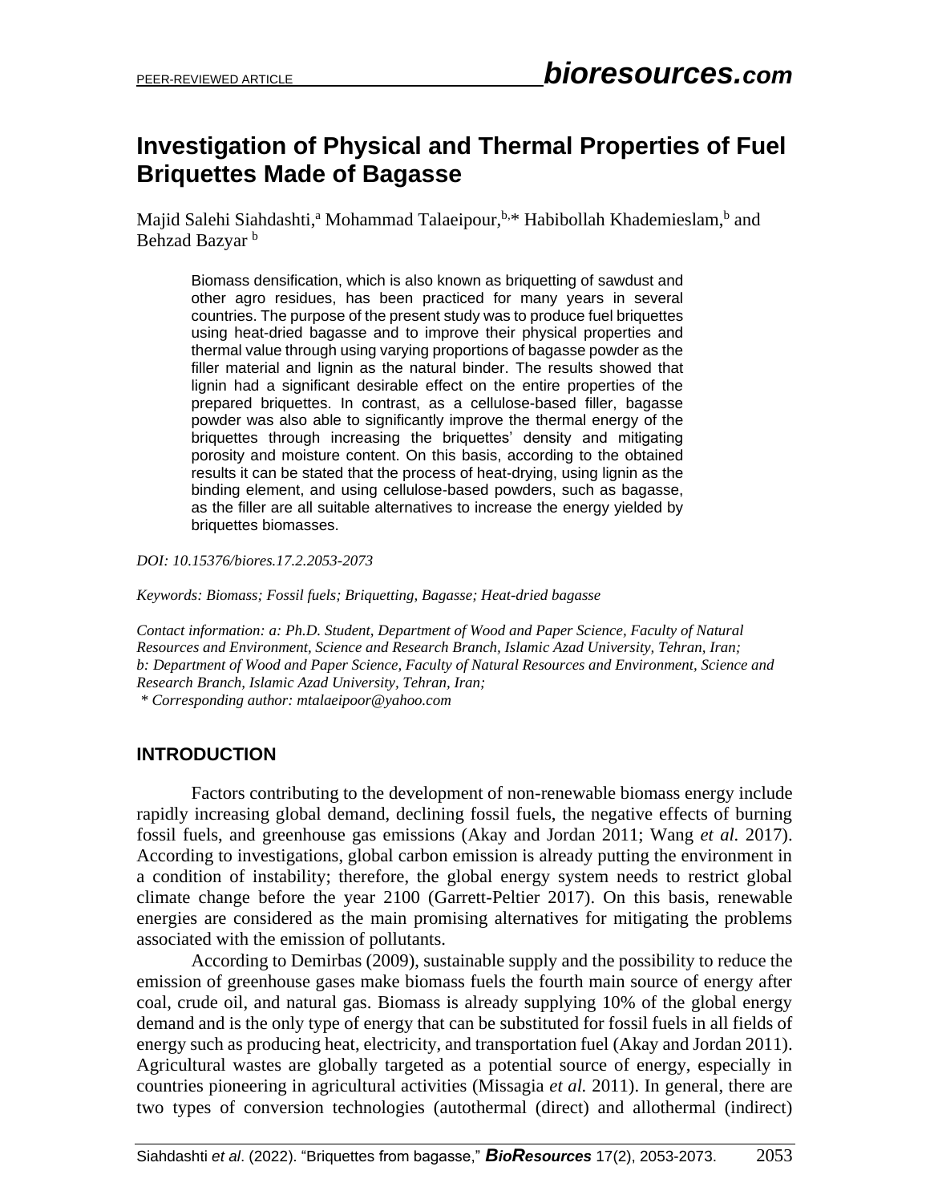# Investigation of Physical and Thermal Properties of Fuel Briquettes Made of Bagasse

Majid Salehi Siahdashti,[a] Mohammad Talaeipour,[b,*] Habibollah Khademieslam,[b] and Behzad Bazyar [b]

Biomass densification, which is also known as briquetting of sawdust and other agro residues, has been practiced for many years in several countries. The purpose of the present study was to produce fuel briquettes using heat-dried bagasse and to improve their physical properties and thermal value through using varying proportions of bagasse powder as the filler material and lignin as the natural binder. The results showed that lignin had a significant desirable effect on the entire properties of the prepared briquettes. In contrast, as a cellulose-based filler, bagasse powder was also able to significantly improve the thermal energy of the briquettes through increasing the briquettes' density and mitigating porosity and moisture content. On this basis, according to the obtained results it can be stated that the process of heat-drying, using lignin as the binding element, and using cellulose-based powders, such as bagasse, as the filler are all suitable alternatives to increase the energy yielded by briquettes biomasses.

*DOI: 10.15376/biores.17.2.2053-2073*

*Keywords: Biomass; Fossil fuels; Briquetting, Bagasse; Heat-dried bagasse*

*Contact information: a: Ph.D. Student, Department of Wood and Paper Science, Faculty of Natural Resources and Environment, Science and Research Branch, Islamic Azad University, Tehran, Iran; b: Department of Wood and Paper Science, Faculty of Natural Resources and Environment, Science and Research Branch, Islamic Azad University, Tehran, Iran;*
*\* Corresponding author: mtalaeipoor@yahoo.com*

## INTRODUCTION

Factors contributing to the development of non-renewable biomass energy include rapidly increasing global demand, declining fossil fuels, the negative effects of burning fossil fuels, and greenhouse gas emissions (Akay and Jordan 2011; Wang *et al.* 2017). According to investigations, global carbon emission is already putting the environment in a condition of instability; therefore, the global energy system needs to restrict global climate change before the year 2100 (Garrett-Peltier 2017). On this basis, renewable energies are considered as the main promising alternatives for mitigating the problems associated with the emission of pollutants.

According to Demirbas (2009), sustainable supply and the possibility to reduce the emission of greenhouse gases make biomass fuels the fourth main source of energy after coal, crude oil, and natural gas. Biomass is already supplying 10% of the global energy demand and is the only type of energy that can be substituted for fossil fuels in all fields of energy such as producing heat, electricity, and transportation fuel (Akay and Jordan 2011). Agricultural wastes are globally targeted as a potential source of energy, especially in countries pioneering in agricultural activities (Missagia *et al.* 2011). In general, there are two types of conversion technologies (autothermal (direct) and allothermal (indirect)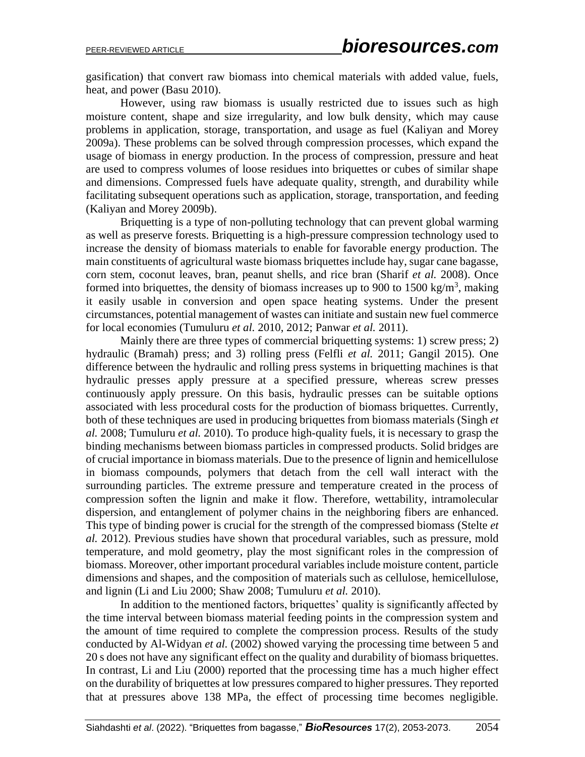gasification) that convert raw biomass into chemical materials with added value, fuels, heat, and power (Basu 2010).

However, using raw biomass is usually restricted due to issues such as high moisture content, shape and size irregularity, and low bulk density, which may cause problems in application, storage, transportation, and usage as fuel (Kaliyan and Morey 2009a). These problems can be solved through compression processes, which expand the usage of biomass in energy production. In the process of compression, pressure and heat are used to compress volumes of loose residues into briquettes or cubes of similar shape and dimensions. Compressed fuels have adequate quality, strength, and durability while facilitating subsequent operations such as application, storage, transportation, and feeding (Kaliyan and Morey 2009b).

Briquetting is a type of non-polluting technology that can prevent global warming as well as preserve forests. Briquetting is a high-pressure compression technology used to increase the density of biomass materials to enable for favorable energy production. The main constituents of agricultural waste biomass briquettes include hay, sugar cane bagasse, corn stem, coconut leaves, bran, peanut shells, and rice bran (Sharif *et al.* 2008). Once formed into briquettes, the density of biomass increases up to 900 to 1500 kg/m$^3$, making it easily usable in conversion and open space heating systems. Under the present circumstances, potential management of wastes can initiate and sustain new fuel commerce for local economies (Tumuluru *et al.* 2010, 2012; Panwar *et al.* 2011).

Mainly there are three types of commercial briquetting systems: 1) screw press; 2) hydraulic (Bramah) press; and 3) rolling press (Felfli *et al.* 2011; Gangil 2015). One difference between the hydraulic and rolling press systems in briquetting machines is that hydraulic presses apply pressure at a specified pressure, whereas screw presses continuously apply pressure. On this basis, hydraulic presses can be suitable options associated with less procedural costs for the production of biomass briquettes. Currently, both of these techniques are used in producing briquettes from biomass materials (Singh *et al.* 2008; Tumuluru *et al.* 2010). To produce high-quality fuels, it is necessary to grasp the binding mechanisms between biomass particles in compressed products. Solid bridges are of crucial importance in biomass materials. Due to the presence of lignin and hemicellulose in biomass compounds, polymers that detach from the cell wall interact with the surrounding particles. The extreme pressure and temperature created in the process of compression soften the lignin and make it flow. Therefore, wettability, intramolecular dispersion, and entanglement of polymer chains in the neighboring fibers are enhanced. This type of binding power is crucial for the strength of the compressed biomass (Stelte *et al.* 2012). Previous studies have shown that procedural variables, such as pressure, mold temperature, and mold geometry, play the most significant roles in the compression of biomass. Moreover, other important procedural variables include moisture content, particle dimensions and shapes, and the composition of materials such as cellulose, hemicellulose, and lignin (Li and Liu 2000; Shaw 2008; Tumuluru *et al.* 2010).

In addition to the mentioned factors, briquettes' quality is significantly affected by the time interval between biomass material feeding points in the compression system and the amount of time required to complete the compression process. Results of the study conducted by Al-Widyan *et al.* (2002) showed varying the processing time between 5 and 20 s does not have any significant effect on the quality and durability of biomass briquettes. In contrast, Li and Liu (2000) reported that the processing time has a much higher effect on the durability of briquettes at low pressures compared to higher pressures. They reported that at pressures above 138 MPa, the effect of processing time becomes negligible.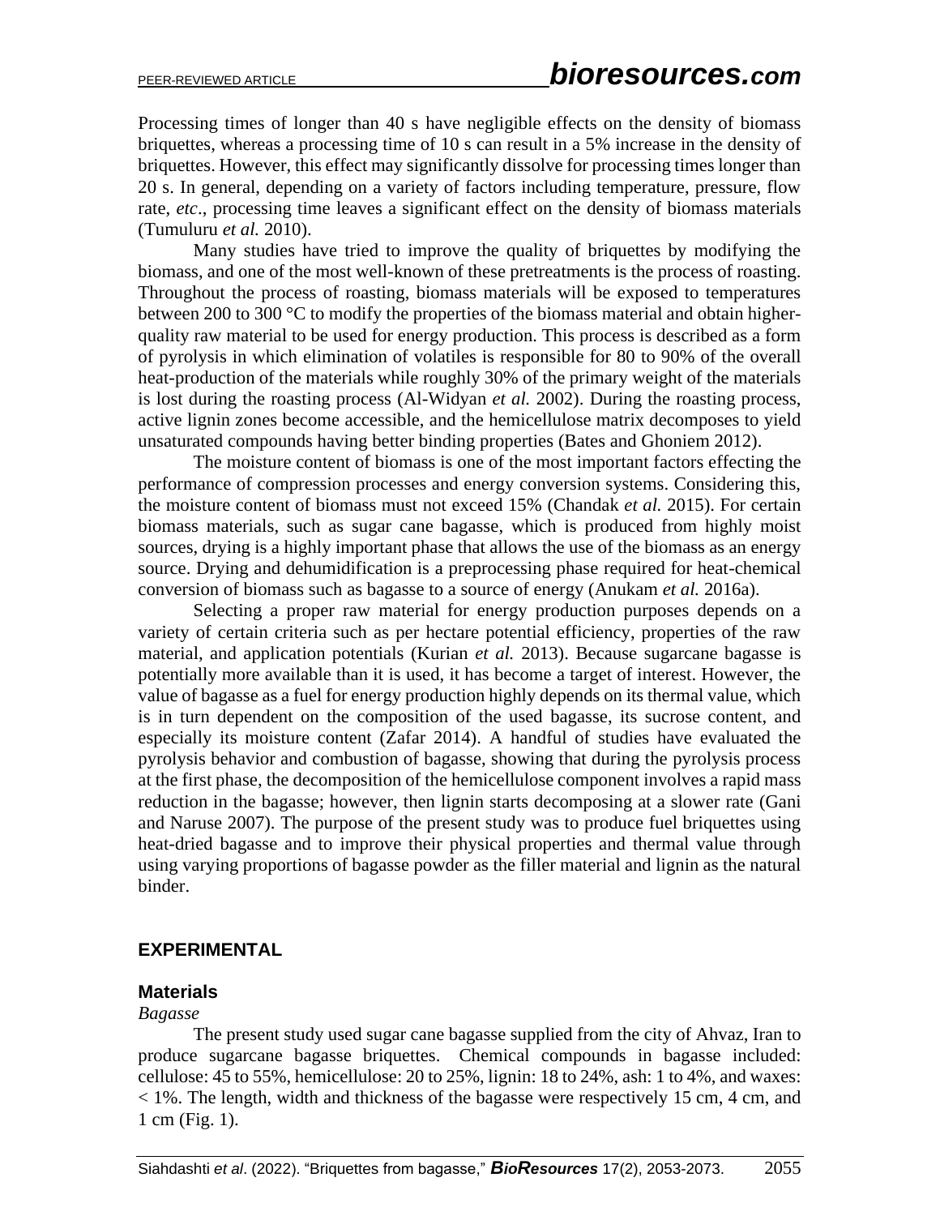Processing times of longer than 40 s have negligible effects on the density of biomass briquettes, whereas a processing time of 10 s can result in a 5% increase in the density of briquettes. However, this effect may significantly dissolve for processing times longer than 20 s. In general, depending on a variety of factors including temperature, pressure, flow rate, *etc*., processing time leaves a significant effect on the density of biomass materials (Tumuluru *et al.* 2010).

Many studies have tried to improve the quality of briquettes by modifying the biomass, and one of the most well-known of these pretreatments is the process of roasting. Throughout the process of roasting, biomass materials will be exposed to temperatures between 200 to 300 °C to modify the properties of the biomass material and obtain higher-quality raw material to be used for energy production. This process is described as a form of pyrolysis in which elimination of volatiles is responsible for 80 to 90% of the overall heat-production of the materials while roughly 30% of the primary weight of the materials is lost during the roasting process (Al-Widyan *et al.* 2002). During the roasting process, active lignin zones become accessible, and the hemicellulose matrix decomposes to yield unsaturated compounds having better binding properties (Bates and Ghoniem 2012).

The moisture content of biomass is one of the most important factors effecting the performance of compression processes and energy conversion systems. Considering this, the moisture content of biomass must not exceed 15% (Chandak *et al.* 2015). For certain biomass materials, such as sugar cane bagasse, which is produced from highly moist sources, drying is a highly important phase that allows the use of the biomass as an energy source. Drying and dehumidification is a preprocessing phase required for heat-chemical conversion of biomass such as bagasse to a source of energy (Anukam *et al.* 2016a).

Selecting a proper raw material for energy production purposes depends on a variety of certain criteria such as per hectare potential efficiency, properties of the raw material, and application potentials (Kurian *et al.* 2013). Because sugarcane bagasse is potentially more available than it is used, it has become a target of interest. However, the value of bagasse as a fuel for energy production highly depends on its thermal value, which is in turn dependent on the composition of the used bagasse, its sucrose content, and especially its moisture content (Zafar 2014). A handful of studies have evaluated the pyrolysis behavior and combustion of bagasse, showing that during the pyrolysis process at the first phase, the decomposition of the hemicellulose component involves a rapid mass reduction in the bagasse; however, then lignin starts decomposing at a slower rate (Gani and Naruse 2007). The purpose of the present study was to produce fuel briquettes using heat-dried bagasse and to improve their physical properties and thermal value through using varying proportions of bagasse powder as the filler material and lignin as the natural binder.

## EXPERIMENTAL

### Materials

*Bagasse*

The present study used sugar cane bagasse supplied from the city of Ahvaz, Iran to produce sugarcane bagasse briquettes. Chemical compounds in bagasse included: cellulose: 45 to 55%, hemicellulose: 20 to 25%, lignin: 18 to 24%, ash: 1 to 4%, and waxes: < 1%. The length, width and thickness of the bagasse were respectively 15 cm, 4 cm, and 1 cm (Fig. 1).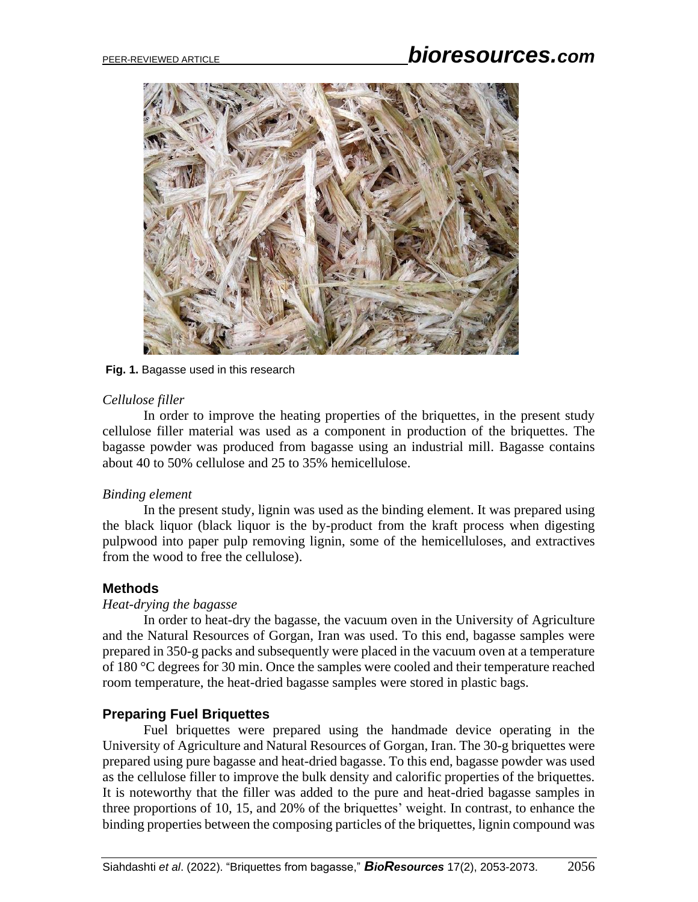**Fig. 1.** Bagasse used in this research

*Cellulose filler*

In order to improve the heating properties of the briquettes, in the present study cellulose filler material was used as a component in production of the briquettes. The bagasse powder was produced from bagasse using an industrial mill. Bagasse contains about 40 to 50% cellulose and 25 to 35% hemicellulose.

*Binding element*

In the present study, lignin was used as the binding element. It was prepared using the black liquor (black liquor is the by-product from the kraft process when digesting pulpwood into paper pulp removing lignin, some of the hemicelluloses, and extractives from the wood to free the cellulose).

## Methods

*Heat-drying the bagasse*

In order to heat-dry the bagasse, the vacuum oven in the University of Agriculture and the Natural Resources of Gorgan, Iran was used. To this end, bagasse samples were prepared in 350-g packs and subsequently were placed in the vacuum oven at a temperature of 180 °C degrees for 30 min. Once the samples were cooled and their temperature reached room temperature, the heat-dried bagasse samples were stored in plastic bags.

## Preparing Fuel Briquettes

Fuel briquettes were prepared using the handmade device operating in the University of Agriculture and Natural Resources of Gorgan, Iran. The 30-g briquettes were prepared using pure bagasse and heat-dried bagasse. To this end, bagasse powder was used as the cellulose filler to improve the bulk density and calorific properties of the briquettes. It is noteworthy that the filler was added to the pure and heat-dried bagasse samples in three proportions of 10, 15, and 20% of the briquettes' weight. In contrast, to enhance the binding properties between the composing particles of the briquettes, lignin compound was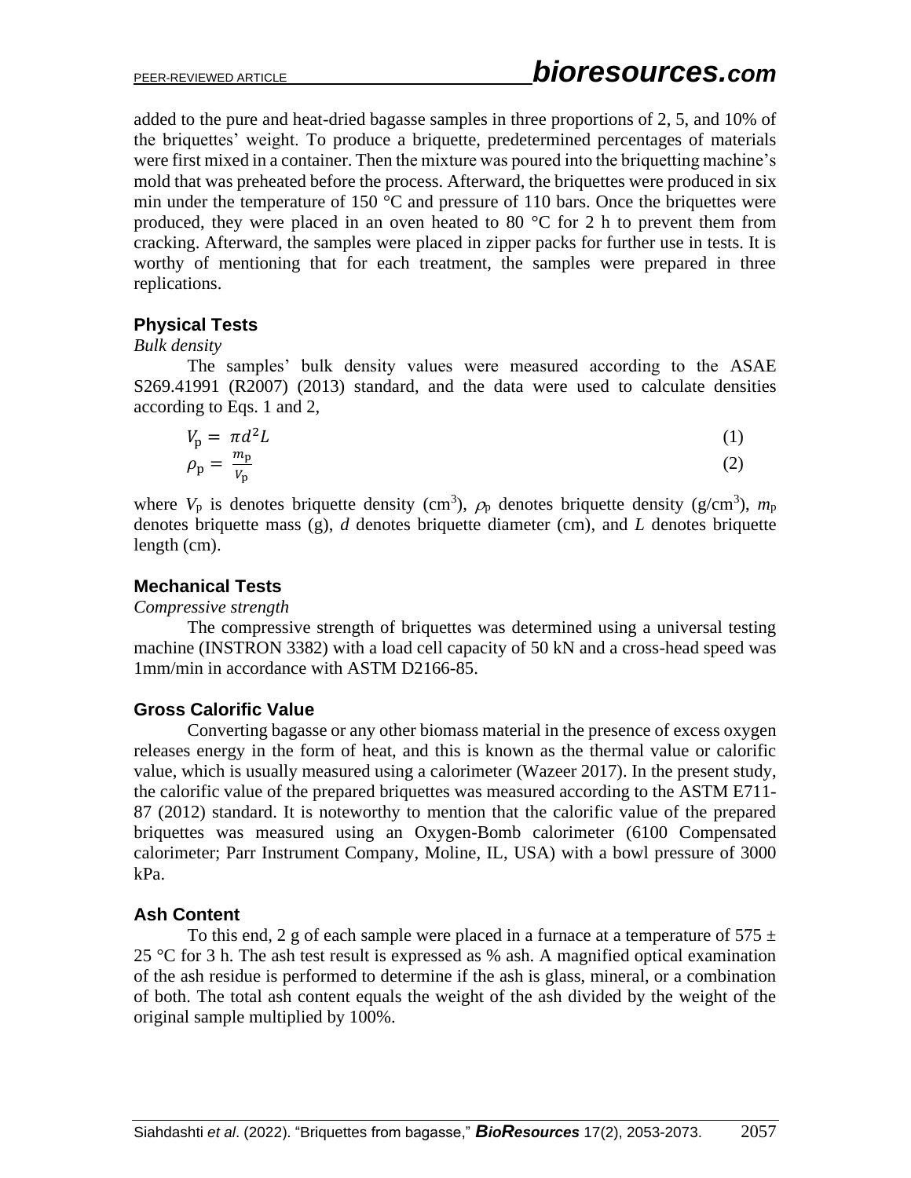added to the pure and heat-dried bagasse samples in three proportions of 2, 5, and 10% of the briquettes' weight. To produce a briquette, predetermined percentages of materials were first mixed in a container. Then the mixture was poured into the briquetting machine's mold that was preheated before the process. Afterward, the briquettes were produced in six min under the temperature of 150 °C and pressure of 110 bars. Once the briquettes were produced, they were placed in an oven heated to 80 °C for 2 h to prevent them from cracking. Afterward, the samples were placed in zipper packs for further use in tests. It is worthy of mentioning that for each treatment, the samples were prepared in three replications.

## Physical Tests

*Bulk density*

The samples' bulk density values were measured according to the ASAE S269.41991 (R2007) (2013) standard, and the data were used to calculate densities according to Eqs. 1 and 2,

$$V_\mathrm{p} = \pi d^2 L \tag{1}$$

$$\rho_\mathrm{p} = \frac{m_\mathrm{p}}{V_\mathrm{p}} \tag{2}$$

where $V_\mathrm{p}$ is denotes briquette density ($\mathrm{cm}^3$), $\rho_\mathrm{p}$ denotes briquette density ($\mathrm{g/cm}^3$), $m_\mathrm{p}$ denotes briquette mass (g), $d$ denotes briquette diameter (cm), and $L$ denotes briquette length (cm).

## Mechanical Tests

*Compressive strength*

The compressive strength of briquettes was determined using a universal testing machine (INSTRON 3382) with a load cell capacity of 50 kN and a cross-head speed was 1mm/min in accordance with ASTM D2166-85.

## Gross Calorific Value

Converting bagasse or any other biomass material in the presence of excess oxygen releases energy in the form of heat, and this is known as the thermal value or calorific value, which is usually measured using a calorimeter (Wazeer 2017). In the present study, the calorific value of the prepared briquettes was measured according to the ASTM E711-87 (2012) standard. It is noteworthy to mention that the calorific value of the prepared briquettes was measured using an Oxygen-Bomb calorimeter (6100 Compensated calorimeter; Parr Instrument Company, Moline, IL, USA) with a bowl pressure of 3000 kPa.

## Ash Content

To this end, 2 g of each sample were placed in a furnace at a temperature of 575 ± 25 °C for 3 h. The ash test result is expressed as % ash. A magnified optical examination of the ash residue is performed to determine if the ash is glass, mineral, or a combination of both. The total ash content equals the weight of the ash divided by the weight of the original sample multiplied by 100%.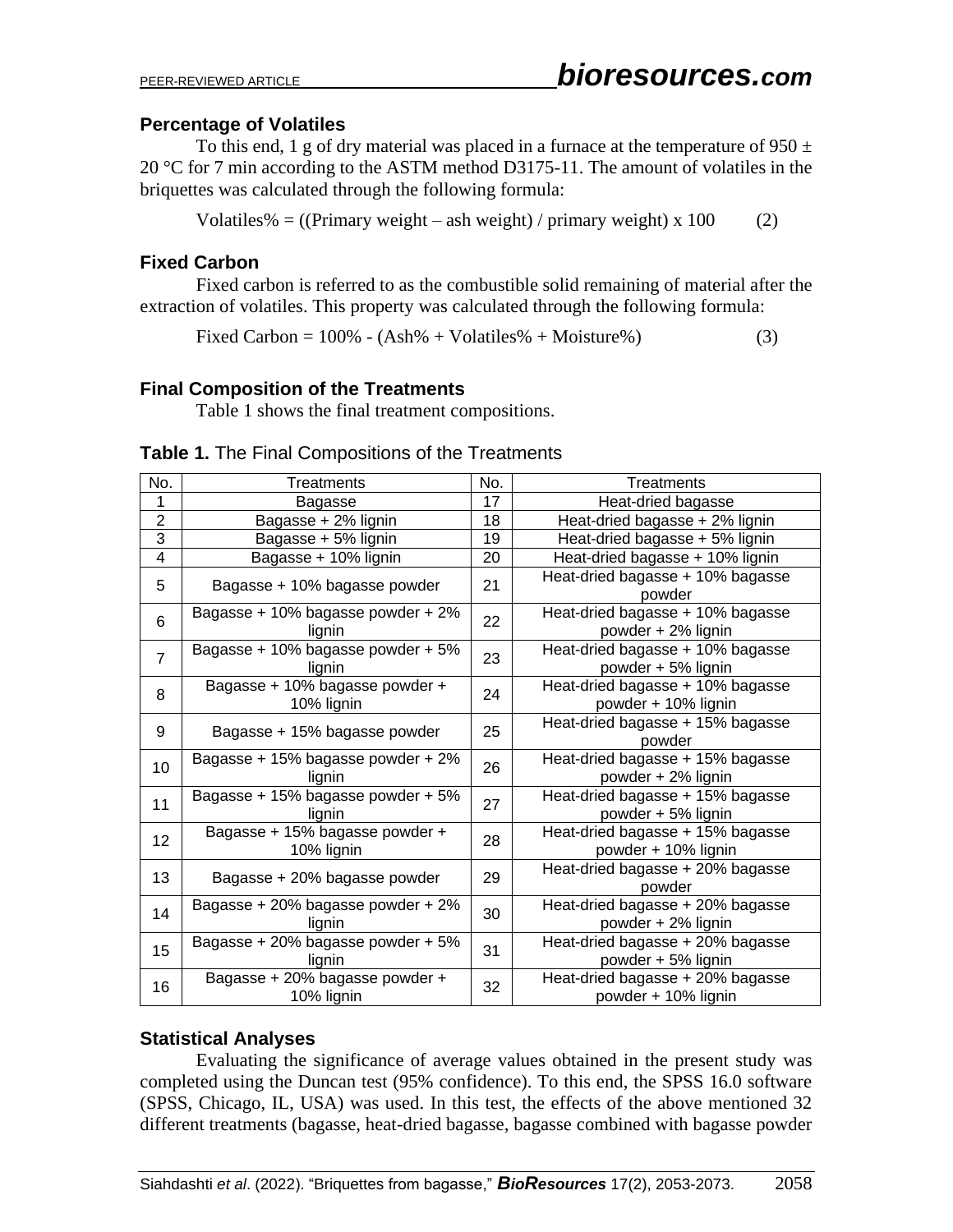## Percentage of Volatiles

To this end, 1 g of dry material was placed in a furnace at the temperature of 950 ± 20 °C for 7 min according to the ASTM method D3175-11. The amount of volatiles in the briquettes was calculated through the following formula:

$$\text{Volatiles\%} = ((\text{Primary weight} - \text{ash weight}) / \text{primary weight}) \times 100 \qquad (2)$$

## Fixed Carbon

Fixed carbon is referred to as the combustible solid remaining of material after the extraction of volatiles. This property was calculated through the following formula:

$$\text{Fixed Carbon} = 100\% - (\text{Ash\%} + \text{Volatiles\%} + \text{Moisture\%}) \qquad (3)$$

## Final Composition of the Treatments

Table 1 shows the final treatment compositions.

**Table 1.** The Final Compositions of the Treatments

| No. | Treatments | No. | Treatments |
|---|---|---|---|
| 1 | Bagasse | 17 | Heat-dried bagasse |
| 2 | Bagasse + 2% lignin | 18 | Heat-dried bagasse + 2% lignin |
| 3 | Bagasse + 5% lignin | 19 | Heat-dried bagasse + 5% lignin |
| 4 | Bagasse + 10% lignin | 20 | Heat-dried bagasse + 10% lignin |
| 5 | Bagasse + 10% bagasse powder | 21 | Heat-dried bagasse + 10% bagasse powder |
| 6 | Bagasse + 10% bagasse powder + 2% lignin | 22 | Heat-dried bagasse + 10% bagasse powder + 2% lignin |
| 7 | Bagasse + 10% bagasse powder + 5% lignin | 23 | Heat-dried bagasse + 10% bagasse powder + 5% lignin |
| 8 | Bagasse + 10% bagasse powder + 10% lignin | 24 | Heat-dried bagasse + 10% bagasse powder + 10% lignin |
| 9 | Bagasse + 15% bagasse powder | 25 | Heat-dried bagasse + 15% bagasse powder |
| 10 | Bagasse + 15% bagasse powder + 2% lignin | 26 | Heat-dried bagasse + 15% bagasse powder + 2% lignin |
| 11 | Bagasse + 15% bagasse powder + 5% lignin | 27 | Heat-dried bagasse + 15% bagasse powder + 5% lignin |
| 12 | Bagasse + 15% bagasse powder + 10% lignin | 28 | Heat-dried bagasse + 15% bagasse powder + 10% lignin |
| 13 | Bagasse + 20% bagasse powder | 29 | Heat-dried bagasse + 20% bagasse powder |
| 14 | Bagasse + 20% bagasse powder + 2% lignin | 30 | Heat-dried bagasse + 20% bagasse powder + 2% lignin |
| 15 | Bagasse + 20% bagasse powder + 5% lignin | 31 | Heat-dried bagasse + 20% bagasse powder + 5% lignin |
| 16 | Bagasse + 20% bagasse powder + 10% lignin | 32 | Heat-dried bagasse + 20% bagasse powder + 10% lignin |

## Statistical Analyses

Evaluating the significance of average values obtained in the present study was completed using the Duncan test (95% confidence). To this end, the SPSS 16.0 software (SPSS, Chicago, IL, USA) was used. In this test, the effects of the above mentioned 32 different treatments (bagasse, heat-dried bagasse, bagasse combined with bagasse powder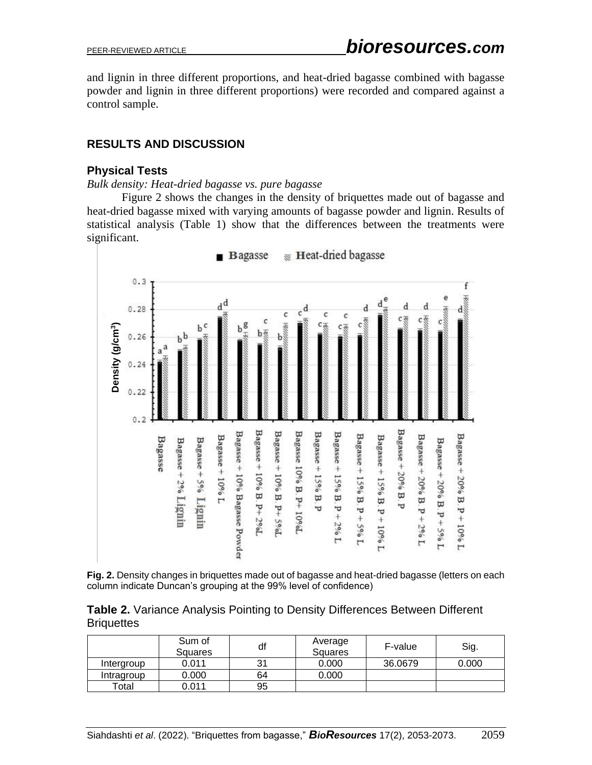and lignin in three different proportions, and heat-dried bagasse combined with bagasse powder and lignin in three different proportions) were recorded and compared against a control sample.

## RESULTS AND DISCUSSION

### Physical Tests

*Bulk density: Heat-dried bagasse vs. pure bagasse*

Figure 2 shows the changes in the density of briquettes made out of bagasse and heat-dried bagasse mixed with varying amounts of bagasse powder and lignin. Results of statistical analysis (Table 1) show that the differences between the treatments were significant.

**Fig. 2.** Density changes in briquettes made out of bagasse and heat-dried bagasse (letters on each column indicate Duncan's grouping at the 99% level of confidence)

**Table 2.** Variance Analysis Pointing to Density Differences Between Different Briquettes

| | Sum of Squares | df | Average Squares | F-value | Sig. |
|---|---|---|---|---|---|
| Intergroup | 0.011 | 31 | 0.000 | 36.0679 | 0.000 |
| Intragroup | 0.000 | 64 | 0.000 | | |
| Total | 0.011 | 95 | | | |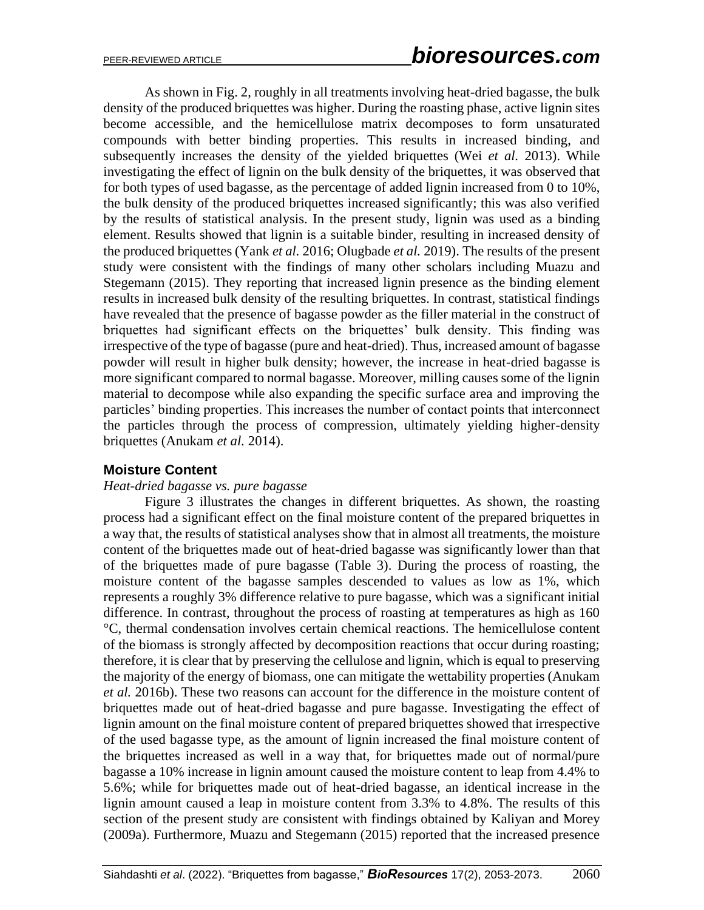As shown in Fig. 2, roughly in all treatments involving heat-dried bagasse, the bulk density of the produced briquettes was higher. During the roasting phase, active lignin sites become accessible, and the hemicellulose matrix decomposes to form unsaturated compounds with better binding properties. This results in increased binding, and subsequently increases the density of the yielded briquettes (Wei *et al.* 2013). While investigating the effect of lignin on the bulk density of the briquettes, it was observed that for both types of used bagasse, as the percentage of added lignin increased from 0 to 10%, the bulk density of the produced briquettes increased significantly; this was also verified by the results of statistical analysis. In the present study, lignin was used as a binding element. Results showed that lignin is a suitable binder, resulting in increased density of the produced briquettes (Yank *et al.* 2016; Olugbade *et al.* 2019). The results of the present study were consistent with the findings of many other scholars including Muazu and Stegemann (2015). They reporting that increased lignin presence as the binding element results in increased bulk density of the resulting briquettes. In contrast, statistical findings have revealed that the presence of bagasse powder as the filler material in the construct of briquettes had significant effects on the briquettes' bulk density. This finding was irrespective of the type of bagasse (pure and heat-dried). Thus, increased amount of bagasse powder will result in higher bulk density; however, the increase in heat-dried bagasse is more significant compared to normal bagasse. Moreover, milling causes some of the lignin material to decompose while also expanding the specific surface area and improving the particles' binding properties. This increases the number of contact points that interconnect the particles through the process of compression, ultimately yielding higher-density briquettes (Anukam *et al.* 2014).

## Moisture Content

*Heat-dried bagasse vs. pure bagasse*

Figure 3 illustrates the changes in different briquettes. As shown, the roasting process had a significant effect on the final moisture content of the prepared briquettes in a way that, the results of statistical analyses show that in almost all treatments, the moisture content of the briquettes made out of heat-dried bagasse was significantly lower than that of the briquettes made of pure bagasse (Table 3). During the process of roasting, the moisture content of the bagasse samples descended to values as low as 1%, which represents a roughly 3% difference relative to pure bagasse, which was a significant initial difference. In contrast, throughout the process of roasting at temperatures as high as 160 °C, thermal condensation involves certain chemical reactions. The hemicellulose content of the biomass is strongly affected by decomposition reactions that occur during roasting; therefore, it is clear that by preserving the cellulose and lignin, which is equal to preserving the majority of the energy of biomass, one can mitigate the wettability properties (Anukam *et al.* 2016b). These two reasons can account for the difference in the moisture content of briquettes made out of heat-dried bagasse and pure bagasse. Investigating the effect of lignin amount on the final moisture content of prepared briquettes showed that irrespective of the used bagasse type, as the amount of lignin increased the final moisture content of the briquettes increased as well in a way that, for briquettes made out of normal/pure bagasse a 10% increase in lignin amount caused the moisture content to leap from 4.4% to 5.6%; while for briquettes made out of heat-dried bagasse, an identical increase in the lignin amount caused a leap in moisture content from 3.3% to 4.8%. The results of this section of the present study are consistent with findings obtained by Kaliyan and Morey (2009a). Furthermore, Muazu and Stegemann (2015) reported that the increased presence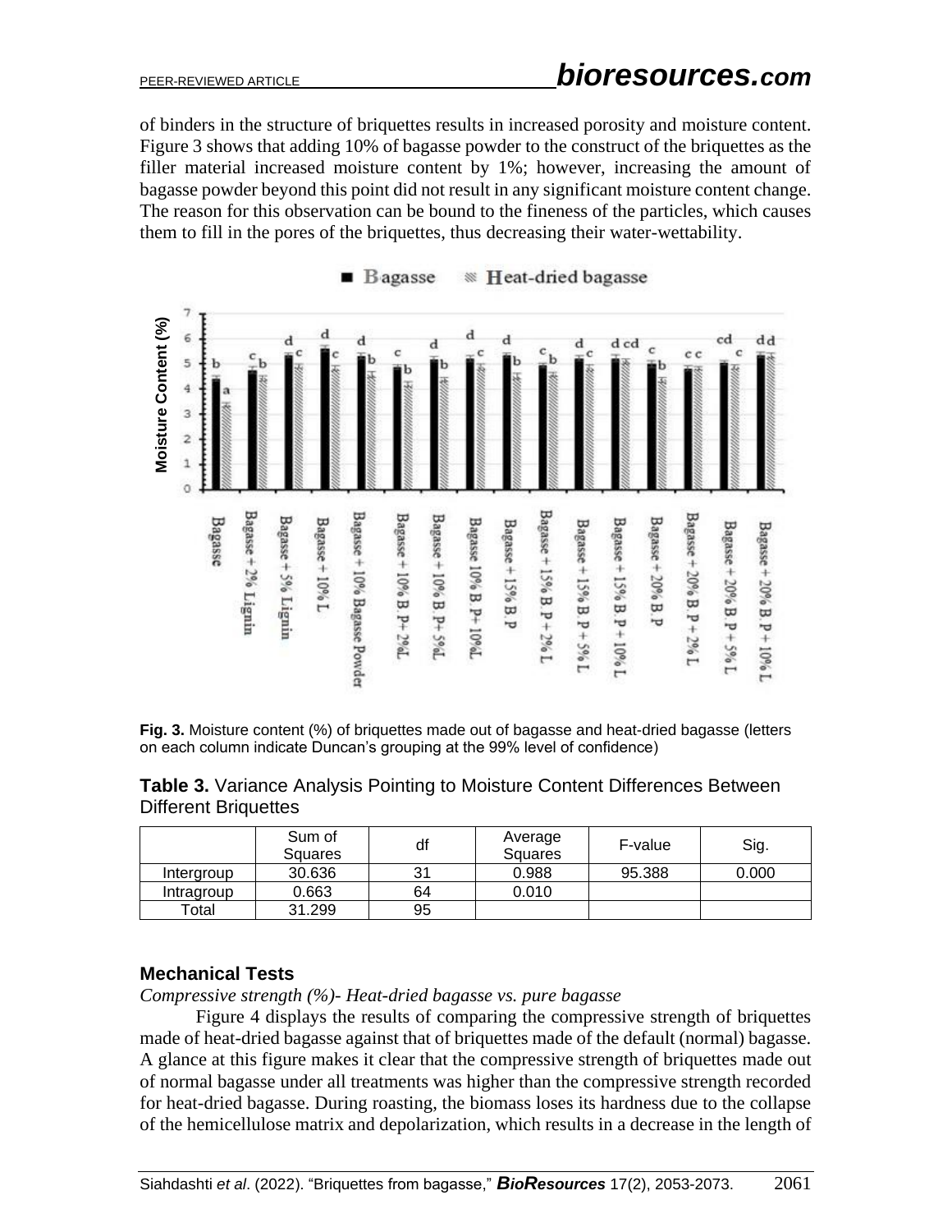of binders in the structure of briquettes results in increased porosity and moisture content. Figure 3 shows that adding 10% of bagasse powder to the construct of the briquettes as the filler material increased moisture content by 1%; however, increasing the amount of bagasse powder beyond this point did not result in any significant moisture content change. The reason for this observation can be bound to the fineness of the particles, which causes them to fill in the pores of the briquettes, thus decreasing their water-wettability.

**Fig. 3.** Moisture content (%) of briquettes made out of bagasse and heat-dried bagasse (letters on each column indicate Duncan's grouping at the 99% level of confidence)

**Table 3.** Variance Analysis Pointing to Moisture Content Differences Between Different Briquettes

| | Sum of Squares | df | Average Squares | F-value | Sig. |
|---|---|---|---|---|---|
| Intergroup | 30.636 | 31 | 0.988 | 95.388 | 0.000 |
| Intragroup | 0.663 | 64 | 0.010 | | |
| Total | 31.299 | 95 | | | |

### Mechanical Tests

*Compressive strength (%)- Heat-dried bagasse vs. pure bagasse*

Figure 4 displays the results of comparing the compressive strength of briquettes made of heat-dried bagasse against that of briquettes made of the default (normal) bagasse. A glance at this figure makes it clear that the compressive strength of briquettes made out of normal bagasse under all treatments was higher than the compressive strength recorded for heat-dried bagasse. During roasting, the biomass loses its hardness due to the collapse of the hemicellulose matrix and depolarization, which results in a decrease in the length of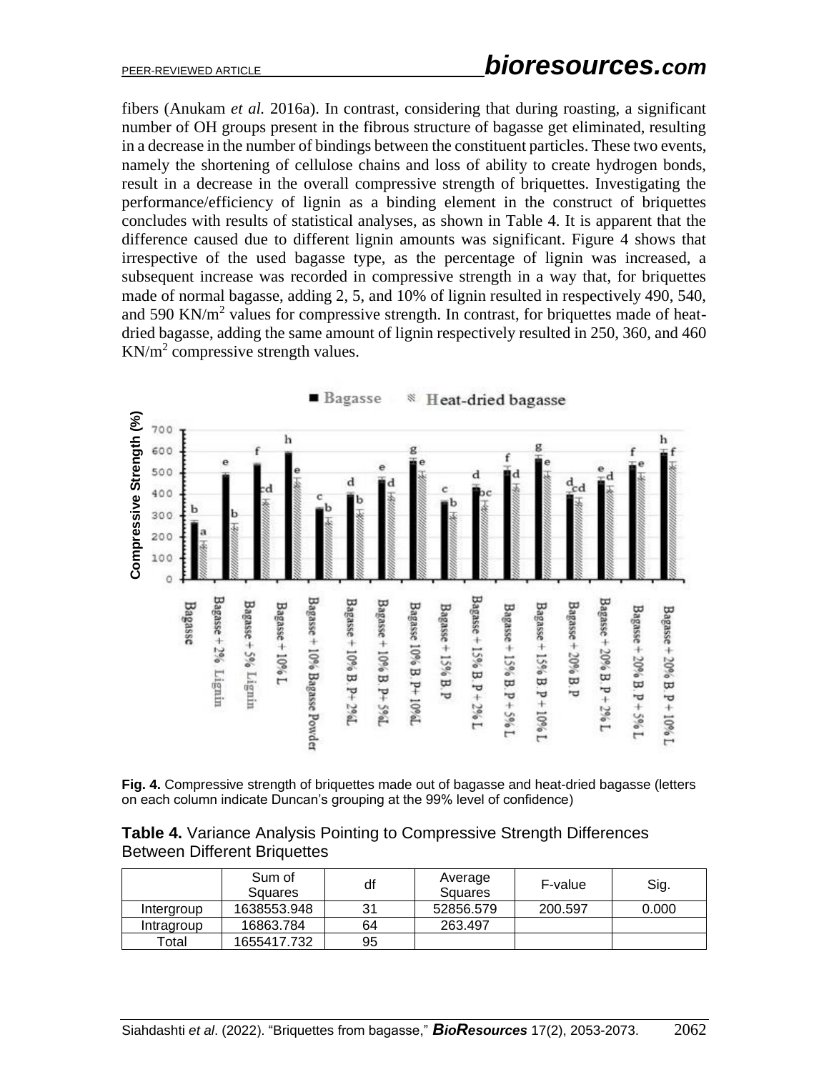fibers (Anukam *et al.* 2016a). In contrast, considering that during roasting, a significant number of OH groups present in the fibrous structure of bagasse get eliminated, resulting in a decrease in the number of bindings between the constituent particles. These two events, namely the shortening of cellulose chains and loss of ability to create hydrogen bonds, result in a decrease in the overall compressive strength of briquettes. Investigating the performance/efficiency of lignin as a binding element in the construct of briquettes concludes with results of statistical analyses, as shown in Table 4. It is apparent that the difference caused due to different lignin amounts was significant. Figure 4 shows that irrespective of the used bagasse type, as the percentage of lignin was increased, a subsequent increase was recorded in compressive strength in a way that, for briquettes made of normal bagasse, adding 2, 5, and 10% of lignin resulted in respectively 490, 540, and 590 KN/m$^2$ values for compressive strength. In contrast, for briquettes made of heat-dried bagasse, adding the same amount of lignin respectively resulted in 250, 360, and 460 KN/m$^2$ compressive strength values.

**Fig. 4.** Compressive strength of briquettes made out of bagasse and heat-dried bagasse (letters on each column indicate Duncan's grouping at the 99% level of confidence)

**Table 4.** Variance Analysis Pointing to Compressive Strength Differences Between Different Briquettes

| | Sum of Squares | df | Average Squares | F-value | Sig. |
|---|---|---|---|---|---|
| Intergroup | 1638553.948 | 31 | 52856.579 | 200.597 | 0.000 |
| Intragroup | 16863.784 | 64 | 263.497 | | |
| Total | 1655417.732 | 95 | | | |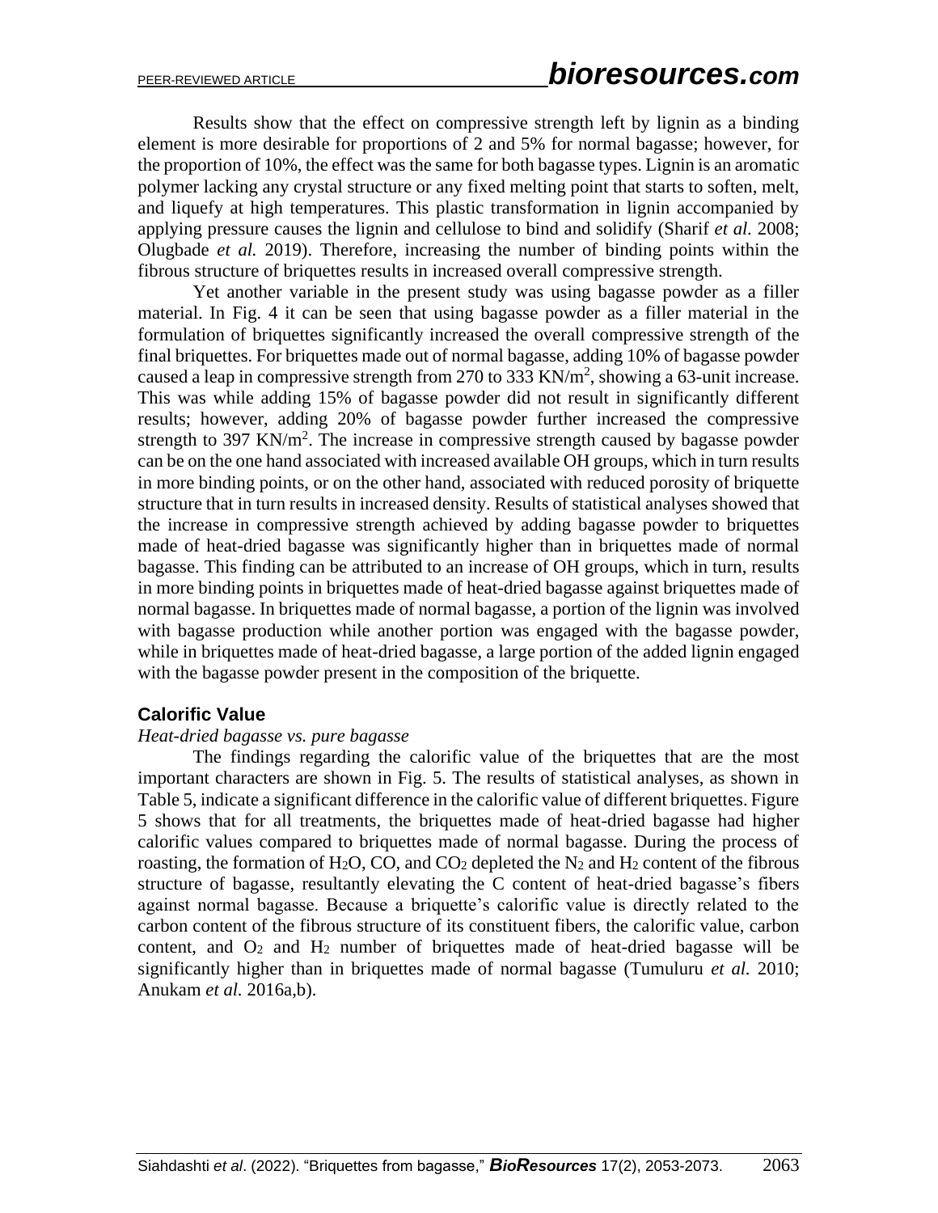Results show that the effect on compressive strength left by lignin as a binding element is more desirable for proportions of 2 and 5% for normal bagasse; however, for the proportion of 10%, the effect was the same for both bagasse types. Lignin is an aromatic polymer lacking any crystal structure or any fixed melting point that starts to soften, melt, and liquefy at high temperatures. This plastic transformation in lignin accompanied by applying pressure causes the lignin and cellulose to bind and solidify (Sharif *et al.* 2008; Olugbade *et al.* 2019). Therefore, increasing the number of binding points within the fibrous structure of briquettes results in increased overall compressive strength.

Yet another variable in the present study was using bagasse powder as a filler material. In Fig. 4 it can be seen that using bagasse powder as a filler material in the formulation of briquettes significantly increased the overall compressive strength of the final briquettes. For briquettes made out of normal bagasse, adding 10% of bagasse powder caused a leap in compressive strength from 270 to 333 $KN/m^2$, showing a 63-unit increase. This was while adding 15% of bagasse powder did not result in significantly different results; however, adding 20% of bagasse powder further increased the compressive strength to 397 $KN/m^2$. The increase in compressive strength caused by bagasse powder can be on the one hand associated with increased available OH groups, which in turn results in more binding points, or on the other hand, associated with reduced porosity of briquette structure that in turn results in increased density. Results of statistical analyses showed that the increase in compressive strength achieved by adding bagasse powder to briquettes made of heat-dried bagasse was significantly higher than in briquettes made of normal bagasse. This finding can be attributed to an increase of OH groups, which in turn, results in more binding points in briquettes made of heat-dried bagasse against briquettes made of normal bagasse. In briquettes made of normal bagasse, a portion of the lignin was involved with bagasse production while another portion was engaged with the bagasse powder, while in briquettes made of heat-dried bagasse, a large portion of the added lignin engaged with the bagasse powder present in the composition of the briquette.

## Calorific Value

*Heat-dried bagasse vs. pure bagasse*

The findings regarding the calorific value of the briquettes that are the most important characters are shown in Fig. 5. The results of statistical analyses, as shown in Table 5, indicate a significant difference in the calorific value of different briquettes. Figure 5 shows that for all treatments, the briquettes made of heat-dried bagasse had higher calorific values compared to briquettes made of normal bagasse. During the process of roasting, the formation of $H_2O$, $CO$, and $CO_2$ depleted the $N_2$ and $H_2$ content of the fibrous structure of bagasse, resultantly elevating the C content of heat-dried bagasse's fibers against normal bagasse. Because a briquette's calorific value is directly related to the carbon content of the fibrous structure of its constituent fibers, the calorific value, carbon content, and $O_2$ and $H_2$ number of briquettes made of heat-dried bagasse will be significantly higher than in briquettes made of normal bagasse (Tumuluru *et al.* 2010; Anukam *et al.* 2016a,b).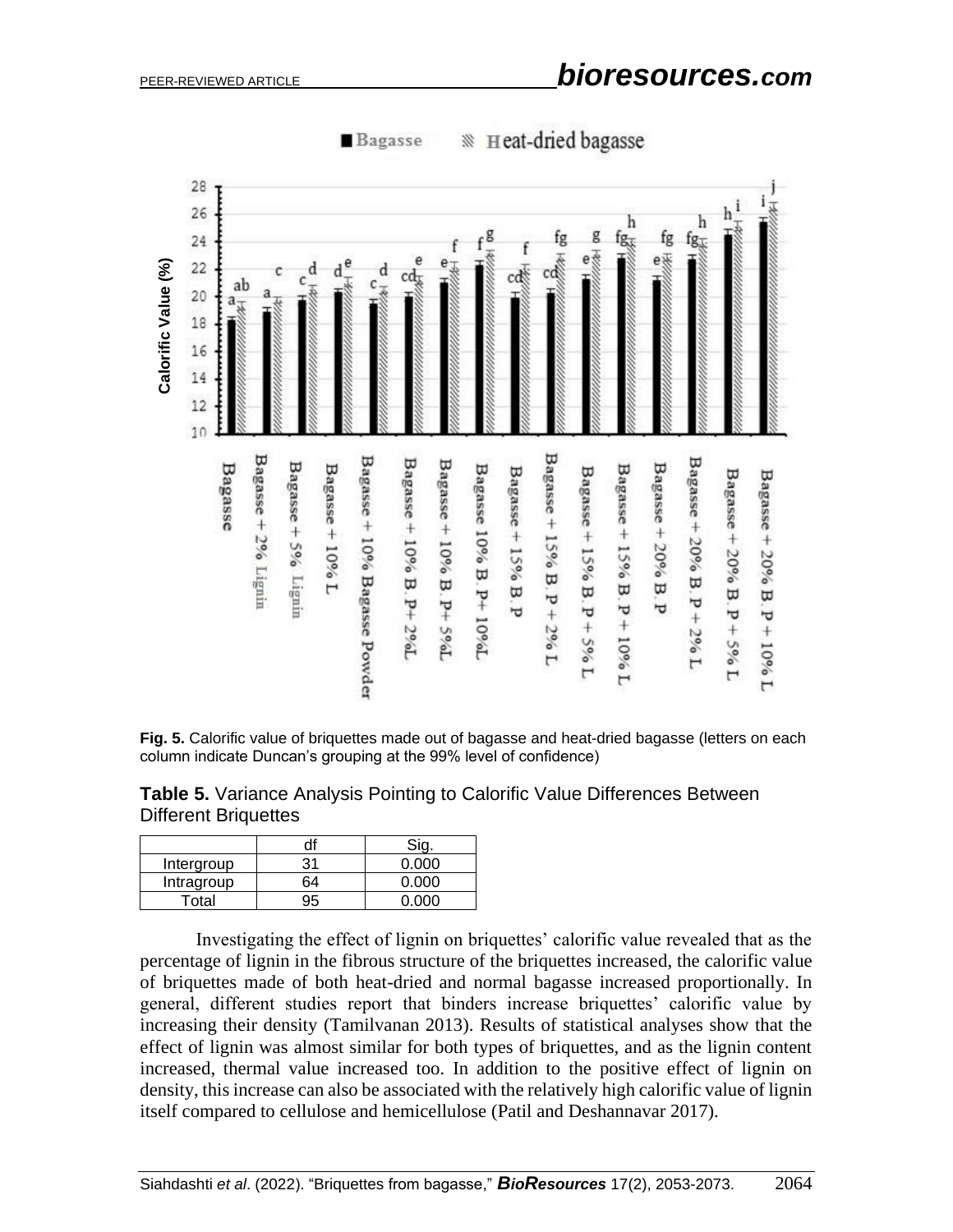**Fig. 5.** Calorific value of briquettes made out of bagasse and heat-dried bagasse (letters on each column indicate Duncan's grouping at the 99% level of confidence)

**Table 5.** Variance Analysis Pointing to Calorific Value Differences Between Different Briquettes

| | df | Sig. |
|---|---|---|
| Intergroup | 31 | 0.000 |
| Intragroup | 64 | 0.000 |
| Total | 95 | 0.000 |

Investigating the effect of lignin on briquettes' calorific value revealed that as the percentage of lignin in the fibrous structure of the briquettes increased, the calorific value of briquettes made of both heat-dried and normal bagasse increased proportionally. In general, different studies report that binders increase briquettes' calorific value by increasing their density (Tamilvanan 2013). Results of statistical analyses show that the effect of lignin was almost similar for both types of briquettes, and as the lignin content increased, thermal value increased too. In addition to the positive effect of lignin on density, this increase can also be associated with the relatively high calorific value of lignin itself compared to cellulose and hemicellulose (Patil and Deshannavar 2017).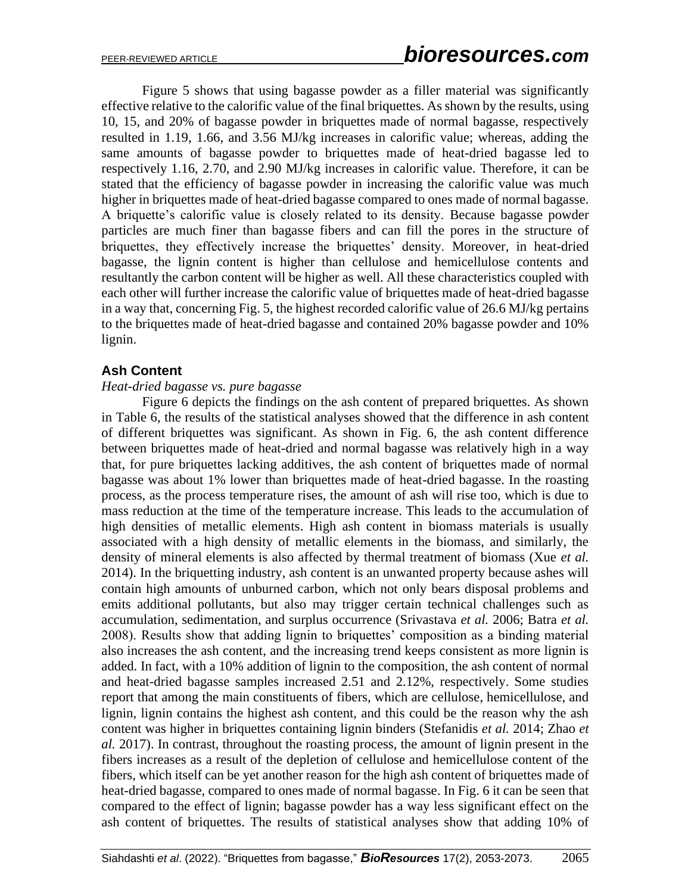Figure 5 shows that using bagasse powder as a filler material was significantly effective relative to the calorific value of the final briquettes. As shown by the results, using 10, 15, and 20% of bagasse powder in briquettes made of normal bagasse, respectively resulted in 1.19, 1.66, and 3.56 MJ/kg increases in calorific value; whereas, adding the same amounts of bagasse powder to briquettes made of heat-dried bagasse led to respectively 1.16, 2.70, and 2.90 MJ/kg increases in calorific value. Therefore, it can be stated that the efficiency of bagasse powder in increasing the calorific value was much higher in briquettes made of heat-dried bagasse compared to ones made of normal bagasse. A briquette's calorific value is closely related to its density. Because bagasse powder particles are much finer than bagasse fibers and can fill the pores in the structure of briquettes, they effectively increase the briquettes' density. Moreover, in heat-dried bagasse, the lignin content is higher than cellulose and hemicellulose contents and resultantly the carbon content will be higher as well. All these characteristics coupled with each other will further increase the calorific value of briquettes made of heat-dried bagasse in a way that, concerning Fig. 5, the highest recorded calorific value of 26.6 MJ/kg pertains to the briquettes made of heat-dried bagasse and contained 20% bagasse powder and 10% lignin.

## Ash Content

*Heat-dried bagasse vs. pure bagasse*

Figure 6 depicts the findings on the ash content of prepared briquettes. As shown in Table 6, the results of the statistical analyses showed that the difference in ash content of different briquettes was significant. As shown in Fig. 6, the ash content difference between briquettes made of heat-dried and normal bagasse was relatively high in a way that, for pure briquettes lacking additives, the ash content of briquettes made of normal bagasse was about 1% lower than briquettes made of heat-dried bagasse. In the roasting process, as the process temperature rises, the amount of ash will rise too, which is due to mass reduction at the time of the temperature increase. This leads to the accumulation of high densities of metallic elements. High ash content in biomass materials is usually associated with a high density of metallic elements in the biomass, and similarly, the density of mineral elements is also affected by thermal treatment of biomass (Xue *et al.* 2014). In the briquetting industry, ash content is an unwanted property because ashes will contain high amounts of unburned carbon, which not only bears disposal problems and emits additional pollutants, but also may trigger certain technical challenges such as accumulation, sedimentation, and surplus occurrence (Srivastava *et al.* 2006; Batra *et al.* 2008). Results show that adding lignin to briquettes' composition as a binding material also increases the ash content, and the increasing trend keeps consistent as more lignin is added. In fact, with a 10% addition of lignin to the composition, the ash content of normal and heat-dried bagasse samples increased 2.51 and 2.12%, respectively. Some studies report that among the main constituents of fibers, which are cellulose, hemicellulose, and lignin, lignin contains the highest ash content, and this could be the reason why the ash content was higher in briquettes containing lignin binders (Stefanidis *et al.* 2014; Zhao *et al.* 2017). In contrast, throughout the roasting process, the amount of lignin present in the fibers increases as a result of the depletion of cellulose and hemicellulose content of the fibers, which itself can be yet another reason for the high ash content of briquettes made of heat-dried bagasse, compared to ones made of normal bagasse. In Fig. 6 it can be seen that compared to the effect of lignin; bagasse powder has a way less significant effect on the ash content of briquettes. The results of statistical analyses show that adding 10% of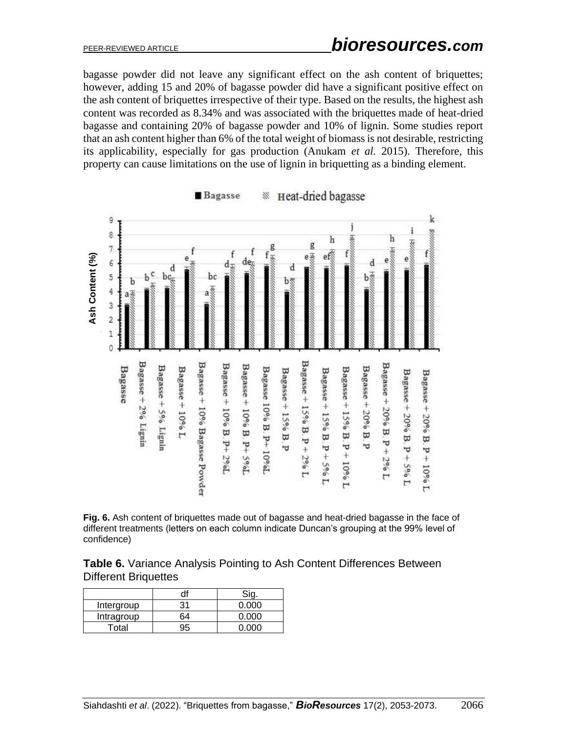bagasse powder did not leave any significant effect on the ash content of briquettes; however, adding 15 and 20% of bagasse powder did have a significant positive effect on the ash content of briquettes irrespective of their type. Based on the results, the highest ash content was recorded as 8.34% and was associated with the briquettes made of heat-dried bagasse and containing 20% of bagasse powder and 10% of lignin. Some studies report that an ash content higher than 6% of the total weight of biomass is not desirable, restricting its applicability, especially for gas production (Anukam *et al.* 2015). Therefore, this property can cause limitations on the use of lignin in briquetting as a binding element.

**Fig. 6.** Ash content of briquettes made out of bagasse and heat-dried bagasse in the face of different treatments (letters on each column indicate Duncan's grouping at the 99% level of confidence)

**Table 6.** Variance Analysis Pointing to Ash Content Differences Between Different Briquettes

| | df | Sig. |
|---|---|---|
| Intergroup | 31 | 0.000 |
| Intragroup | 64 | 0.000 |
| Total | 95 | 0.000 |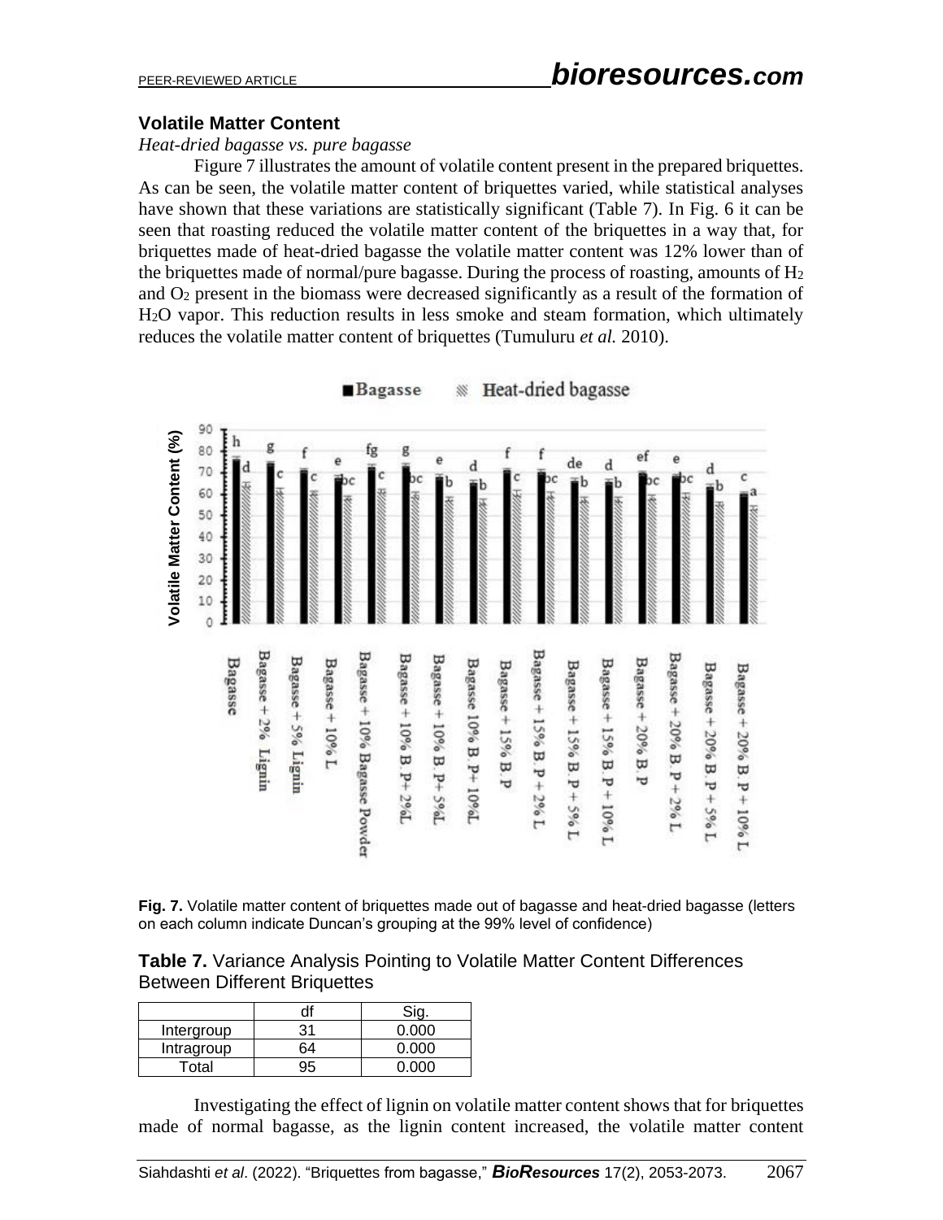### Volatile Matter Content

*Heat-dried bagasse vs. pure bagasse*

Figure 7 illustrates the amount of volatile content present in the prepared briquettes. As can be seen, the volatile matter content of briquettes varied, while statistical analyses have shown that these variations are statistically significant (Table 7). In Fig. 6 it can be seen that roasting reduced the volatile matter content of the briquettes in a way that, for briquettes made of heat-dried bagasse the volatile matter content was 12% lower than of the briquettes made of normal/pure bagasse. During the process of roasting, amounts of $H_2$ and $O_2$ present in the biomass were decreased significantly as a result of the formation of $H_2O$ vapor. This reduction results in less smoke and steam formation, which ultimately reduces the volatile matter content of briquettes (Tumuluru *et al.* 2010).

**Fig. 7.** Volatile matter content of briquettes made out of bagasse and heat-dried bagasse (letters on each column indicate Duncan's grouping at the 99% level of confidence)

**Table 7.** Variance Analysis Pointing to Volatile Matter Content Differences Between Different Briquettes

| | df | Sig. |
|---|---|---|
| Intergroup | 31 | 0.000 |
| Intragroup | 64 | 0.000 |
| Total | 95 | 0.000 |

Investigating the effect of lignin on volatile matter content shows that for briquettes made of normal bagasse, as the lignin content increased, the volatile matter content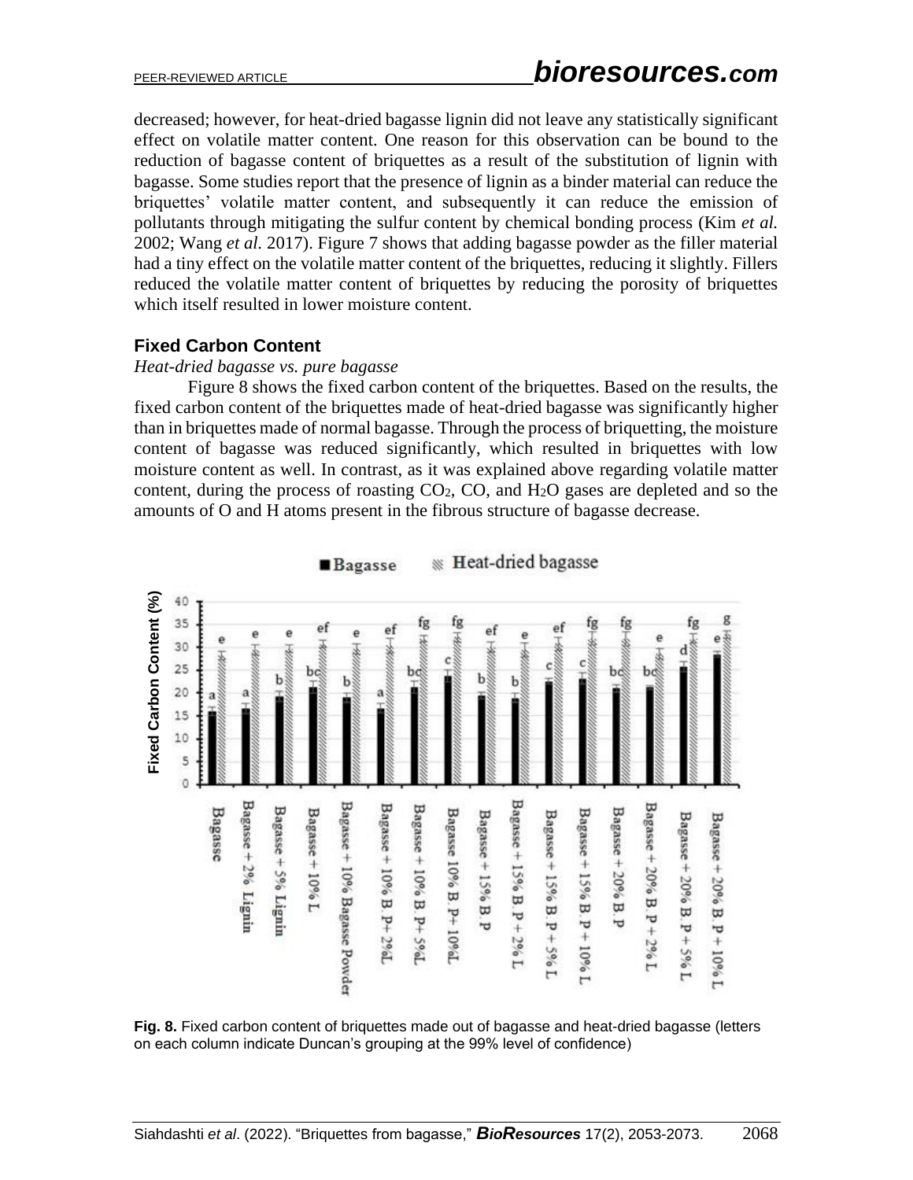decreased; however, for heat-dried bagasse lignin did not leave any statistically significant effect on volatile matter content. One reason for this observation can be bound to the reduction of bagasse content of briquettes as a result of the substitution of lignin with bagasse. Some studies report that the presence of lignin as a binder material can reduce the briquettes' volatile matter content, and subsequently it can reduce the emission of pollutants through mitigating the sulfur content by chemical bonding process (Kim *et al.* 2002; Wang *et al.* 2017). Figure 7 shows that adding bagasse powder as the filler material had a tiny effect on the volatile matter content of the briquettes, reducing it slightly. Fillers reduced the volatile matter content of briquettes by reducing the porosity of briquettes which itself resulted in lower moisture content.

### Fixed Carbon Content

*Heat-dried bagasse vs. pure bagasse*

Figure 8 shows the fixed carbon content of the briquettes. Based on the results, the fixed carbon content of the briquettes made of heat-dried bagasse was significantly higher than in briquettes made of normal bagasse. Through the process of briquetting, the moisture content of bagasse was reduced significantly, which resulted in briquettes with low moisture content as well. In contrast, as it was explained above regarding volatile matter content, during the process of roasting $CO_2$, CO, and $H_2O$ gases are depleted and so the amounts of O and H atoms present in the fibrous structure of bagasse decrease.

**Fig. 8.** Fixed carbon content of briquettes made out of bagasse and heat-dried bagasse (letters on each column indicate Duncan's grouping at the 99% level of confidence)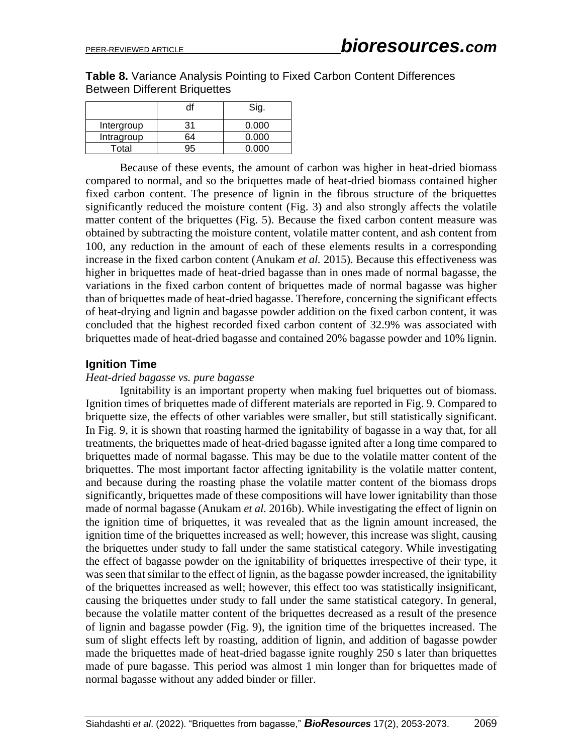**Table 8.** Variance Analysis Pointing to Fixed Carbon Content Differences Between Different Briquettes

| | df | Sig. |
|---|---|---|
| Intergroup | 31 | 0.000 |
| Intragroup | 64 | 0.000 |
| Total | 95 | 0.000 |

Because of these events, the amount of carbon was higher in heat-dried biomass compared to normal, and so the briquettes made of heat-dried biomass contained higher fixed carbon content. The presence of lignin in the fibrous structure of the briquettes significantly reduced the moisture content (Fig. 3) and also strongly affects the volatile matter content of the briquettes (Fig. 5). Because the fixed carbon content measure was obtained by subtracting the moisture content, volatile matter content, and ash content from 100, any reduction in the amount of each of these elements results in a corresponding increase in the fixed carbon content (Anukam *et al.* 2015). Because this effectiveness was higher in briquettes made of heat-dried bagasse than in ones made of normal bagasse, the variations in the fixed carbon content of briquettes made of normal bagasse was higher than of briquettes made of heat-dried bagasse. Therefore, concerning the significant effects of heat-drying and lignin and bagasse powder addition on the fixed carbon content, it was concluded that the highest recorded fixed carbon content of 32.9% was associated with briquettes made of heat-dried bagasse and contained 20% bagasse powder and 10% lignin.

## Ignition Time

*Heat-dried bagasse vs. pure bagasse*

Ignitability is an important property when making fuel briquettes out of biomass. Ignition times of briquettes made of different materials are reported in Fig. 9. Compared to briquette size, the effects of other variables were smaller, but still statistically significant. In Fig. 9, it is shown that roasting harmed the ignitability of bagasse in a way that, for all treatments, the briquettes made of heat-dried bagasse ignited after a long time compared to briquettes made of normal bagasse. This may be due to the volatile matter content of the briquettes. The most important factor affecting ignitability is the volatile matter content, and because during the roasting phase the volatile matter content of the biomass drops significantly, briquettes made of these compositions will have lower ignitability than those made of normal bagasse (Anukam *et al.* 2016b). While investigating the effect of lignin on the ignition time of briquettes, it was revealed that as the lignin amount increased, the ignition time of the briquettes increased as well; however, this increase was slight, causing the briquettes under study to fall under the same statistical category. While investigating the effect of bagasse powder on the ignitability of briquettes irrespective of their type, it was seen that similar to the effect of lignin, as the bagasse powder increased, the ignitability of the briquettes increased as well; however, this effect too was statistically insignificant, causing the briquettes under study to fall under the same statistical category. In general, because the volatile matter content of the briquettes decreased as a result of the presence of lignin and bagasse powder (Fig. 9), the ignition time of the briquettes increased. The sum of slight effects left by roasting, addition of lignin, and addition of bagasse powder made the briquettes made of heat-dried bagasse ignite roughly 250 s later than briquettes made of pure bagasse. This period was almost 1 min longer than for briquettes made of normal bagasse without any added binder or filler.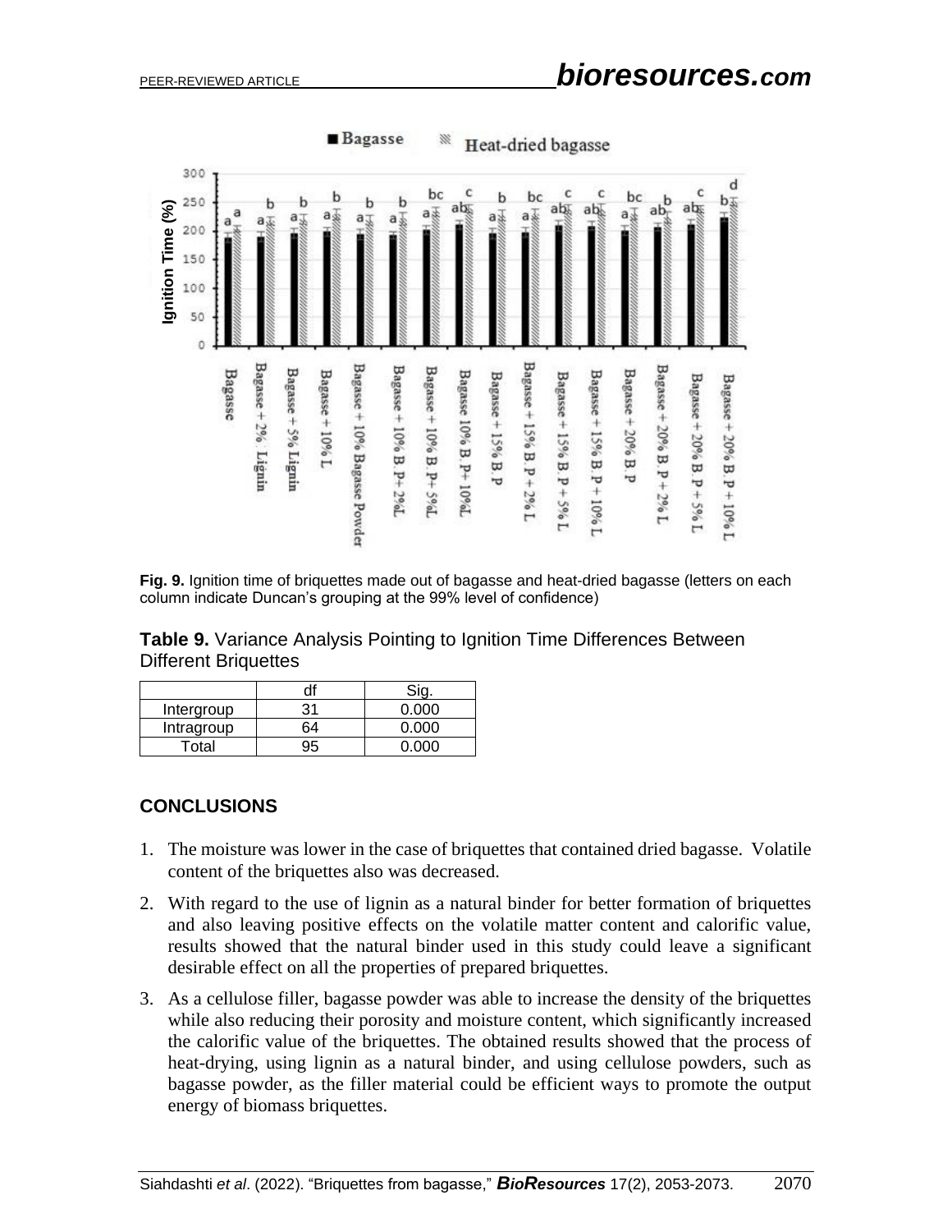**Fig. 9.** Ignition time of briquettes made out of bagasse and heat-dried bagasse (letters on each column indicate Duncan's grouping at the 99% level of confidence)

**Table 9.** Variance Analysis Pointing to Ignition Time Differences Between Different Briquettes

| | df | Sig. |
|---|---|---|
| Intergroup | 31 | 0.000 |
| Intragroup | 64 | 0.000 |
| Total | 95 | 0.000 |

## CONCLUSIONS

1. The moisture was lower in the case of briquettes that contained dried bagasse. Volatile content of the briquettes also was decreased.
2. With regard to the use of lignin as a natural binder for better formation of briquettes and also leaving positive effects on the volatile matter content and calorific value, results showed that the natural binder used in this study could leave a significant desirable effect on all the properties of prepared briquettes.
3. As a cellulose filler, bagasse powder was able to increase the density of the briquettes while also reducing their porosity and moisture content, which significantly increased the calorific value of the briquettes. The obtained results showed that the process of heat-drying, using lignin as a natural binder, and using cellulose powders, such as bagasse powder, as the filler material could be efficient ways to promote the output energy of biomass briquettes.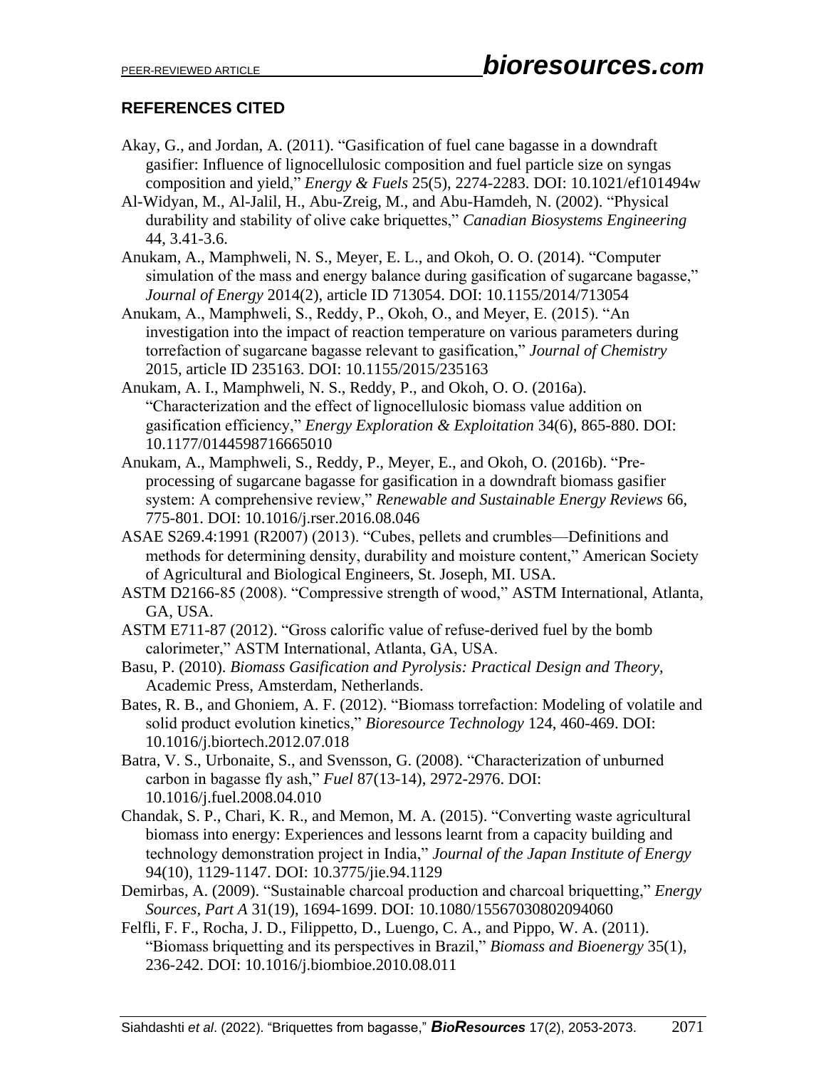## REFERENCES CITED

Akay, G., and Jordan, A. (2011). "Gasification of fuel cane bagasse in a downdraft gasifier: Influence of lignocellulosic composition and fuel particle size on syngas composition and yield," *Energy & Fuels* 25(5), 2274-2283. DOI: 10.1021/ef101494w

Al-Widyan, M., Al-Jalil, H., Abu-Zreig, M., and Abu-Hamdeh, N. (2002). "Physical durability and stability of olive cake briquettes," *Canadian Biosystems Engineering* 44, 3.41-3.6.

Anukam, A., Mamphweli, N. S., Meyer, E. L., and Okoh, O. O. (2014). "Computer simulation of the mass and energy balance during gasification of sugarcane bagasse," *Journal of Energy* 2014(2), article ID 713054. DOI: 10.1155/2014/713054

Anukam, A., Mamphweli, S., Reddy, P., Okoh, O., and Meyer, E. (2015). "An investigation into the impact of reaction temperature on various parameters during torrefaction of sugarcane bagasse relevant to gasification," *Journal of Chemistry* 2015, article ID 235163. DOI: 10.1155/2015/235163

Anukam, A. I., Mamphweli, N. S., Reddy, P., and Okoh, O. O. (2016a). "Characterization and the effect of lignocellulosic biomass value addition on gasification efficiency," *Energy Exploration & Exploitation* 34(6), 865-880. DOI: 10.1177/0144598716665010

Anukam, A., Mamphweli, S., Reddy, P., Meyer, E., and Okoh, O. (2016b). "Pre-processing of sugarcane bagasse for gasification in a downdraft biomass gasifier system: A comprehensive review," *Renewable and Sustainable Energy Reviews* 66, 775-801. DOI: 10.1016/j.rser.2016.08.046

ASAE S269.4:1991 (R2007) (2013). "Cubes, pellets and crumbles—Definitions and methods for determining density, durability and moisture content," American Society of Agricultural and Biological Engineers, St. Joseph, MI. USA.

ASTM D2166-85 (2008). "Compressive strength of wood," ASTM International, Atlanta, GA, USA.

ASTM E711-87 (2012). "Gross calorific value of refuse-derived fuel by the bomb calorimeter," ASTM International, Atlanta, GA, USA.

Basu, P. (2010). *Biomass Gasification and Pyrolysis: Practical Design and Theory*, Academic Press, Amsterdam, Netherlands.

Bates, R. B., and Ghoniem, A. F. (2012). "Biomass torrefaction: Modeling of volatile and solid product evolution kinetics," *Bioresource Technology* 124, 460-469. DOI: 10.1016/j.biortech.2012.07.018

Batra, V. S., Urbonaite, S., and Svensson, G. (2008). "Characterization of unburned carbon in bagasse fly ash," *Fuel* 87(13-14), 2972-2976. DOI: 10.1016/j.fuel.2008.04.010

Chandak, S. P., Chari, K. R., and Memon, M. A. (2015). "Converting waste agricultural biomass into energy: Experiences and lessons learnt from a capacity building and technology demonstration project in India," *Journal of the Japan Institute of Energy* 94(10), 1129-1147. DOI: 10.3775/jie.94.1129

Demirbas, A. (2009). "Sustainable charcoal production and charcoal briquetting," *Energy Sources, Part A* 31(19), 1694-1699. DOI: 10.1080/15567030802094060

Felfli, F. F., Rocha, J. D., Filippetto, D., Luengo, C. A., and Pippo, W. A. (2011). "Biomass briquetting and its perspectives in Brazil," *Biomass and Bioenergy* 35(1), 236-242. DOI: 10.1016/j.biombioe.2010.08.011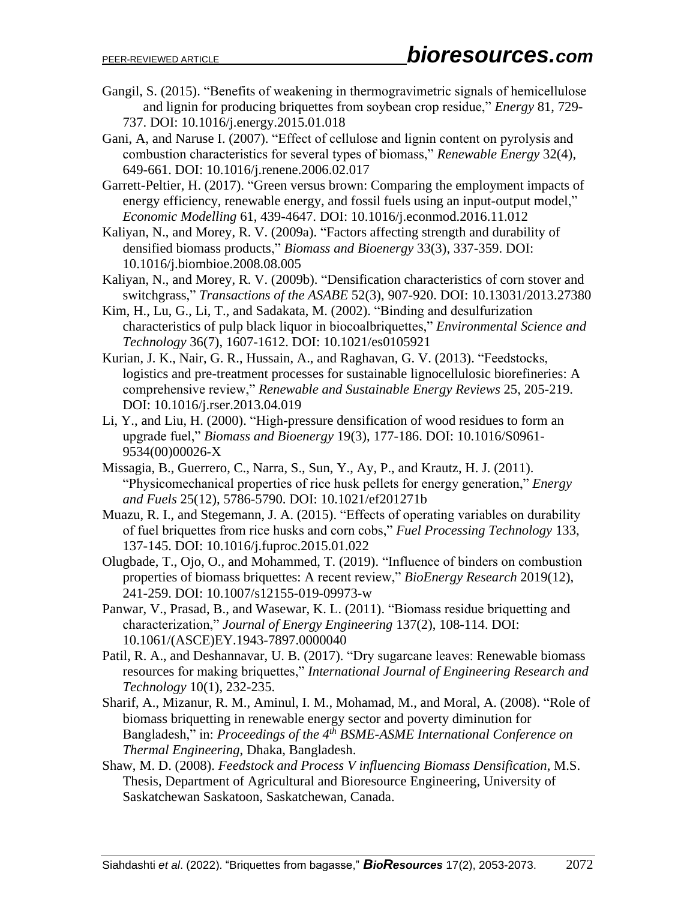Gangil, S. (2015). "Benefits of weakening in thermogravimetric signals of hemicellulose and lignin for producing briquettes from soybean crop residue," *Energy* 81, 729-737. DOI: 10.1016/j.energy.2015.01.018

Gani, A, and Naruse I. (2007). "Effect of cellulose and lignin content on pyrolysis and combustion characteristics for several types of biomass," *Renewable Energy* 32(4), 649-661. DOI: 10.1016/j.renene.2006.02.017

Garrett-Peltier, H. (2017). "Green versus brown: Comparing the employment impacts of energy efficiency, renewable energy, and fossil fuels using an input-output model," *Economic Modelling* 61, 439-4647. DOI: 10.1016/j.econmod.2016.11.012

Kaliyan, N., and Morey, R. V. (2009a). "Factors affecting strength and durability of densified biomass products," *Biomass and Bioenergy* 33(3), 337-359. DOI: 10.1016/j.biombioe.2008.08.005

Kaliyan, N., and Morey, R. V. (2009b). "Densification characteristics of corn stover and switchgrass," *Transactions of the ASABE* 52(3), 907-920. DOI: 10.13031/2013.27380

Kim, H., Lu, G., Li, T., and Sadakata, M. (2002). "Binding and desulfurization characteristics of pulp black liquor in biocoalbriquettes," *Environmental Science and Technology* 36(7), 1607-1612. DOI: 10.1021/es0105921

Kurian, J. K., Nair, G. R., Hussain, A., and Raghavan, G. V. (2013). "Feedstocks, logistics and pre-treatment processes for sustainable lignocellulosic biorefineries: A comprehensive review," *Renewable and Sustainable Energy Reviews* 25, 205-219. DOI: 10.1016/j.rser.2013.04.019

Li, Y., and Liu, H. (2000). "High-pressure densification of wood residues to form an upgrade fuel," *Biomass and Bioenergy* 19(3), 177-186. DOI: 10.1016/S0961-9534(00)00026-X

Missagia, B., Guerrero, C., Narra, S., Sun, Y., Ay, P., and Krautz, H. J. (2011). "Physicomechanical properties of rice husk pellets for energy generation," *Energy and Fuels* 25(12), 5786-5790. DOI: 10.1021/ef201271b

Muazu, R. I., and Stegemann, J. A. (2015). "Effects of operating variables on durability of fuel briquettes from rice husks and corn cobs," *Fuel Processing Technology* 133, 137-145. DOI: 10.1016/j.fuproc.2015.01.022

Olugbade, T., Ojo, O., and Mohammed, T. (2019). "Influence of binders on combustion properties of biomass briquettes: A recent review," *BioEnergy Research* 2019(12), 241-259. DOI: 10.1007/s12155-019-09973-w

Panwar, V., Prasad, B., and Wasewar, K. L. (2011). "Biomass residue briquetting and characterization," *Journal of Energy Engineering* 137(2), 108-114. DOI: 10.1061/(ASCE)EY.1943-7897.0000040

Patil, R. A., and Deshannavar, U. B. (2017). "Dry sugarcane leaves: Renewable biomass resources for making briquettes," *International Journal of Engineering Research and Technology* 10(1), 232-235.

Sharif, A., Mizanur, R. M., Aminul, I. M., Mohamad, M., and Moral, A. (2008). "Role of biomass briquetting in renewable energy sector and poverty diminution for Bangladesh," in: *Proceedings of the 4th BSME-ASME International Conference on Thermal Engineering*, Dhaka, Bangladesh.

Shaw, M. D. (2008). *Feedstock and Process V influencing Biomass Densification*, M.S. Thesis, Department of Agricultural and Bioresource Engineering, University of Saskatchewan Saskatoon, Saskatchewan, Canada.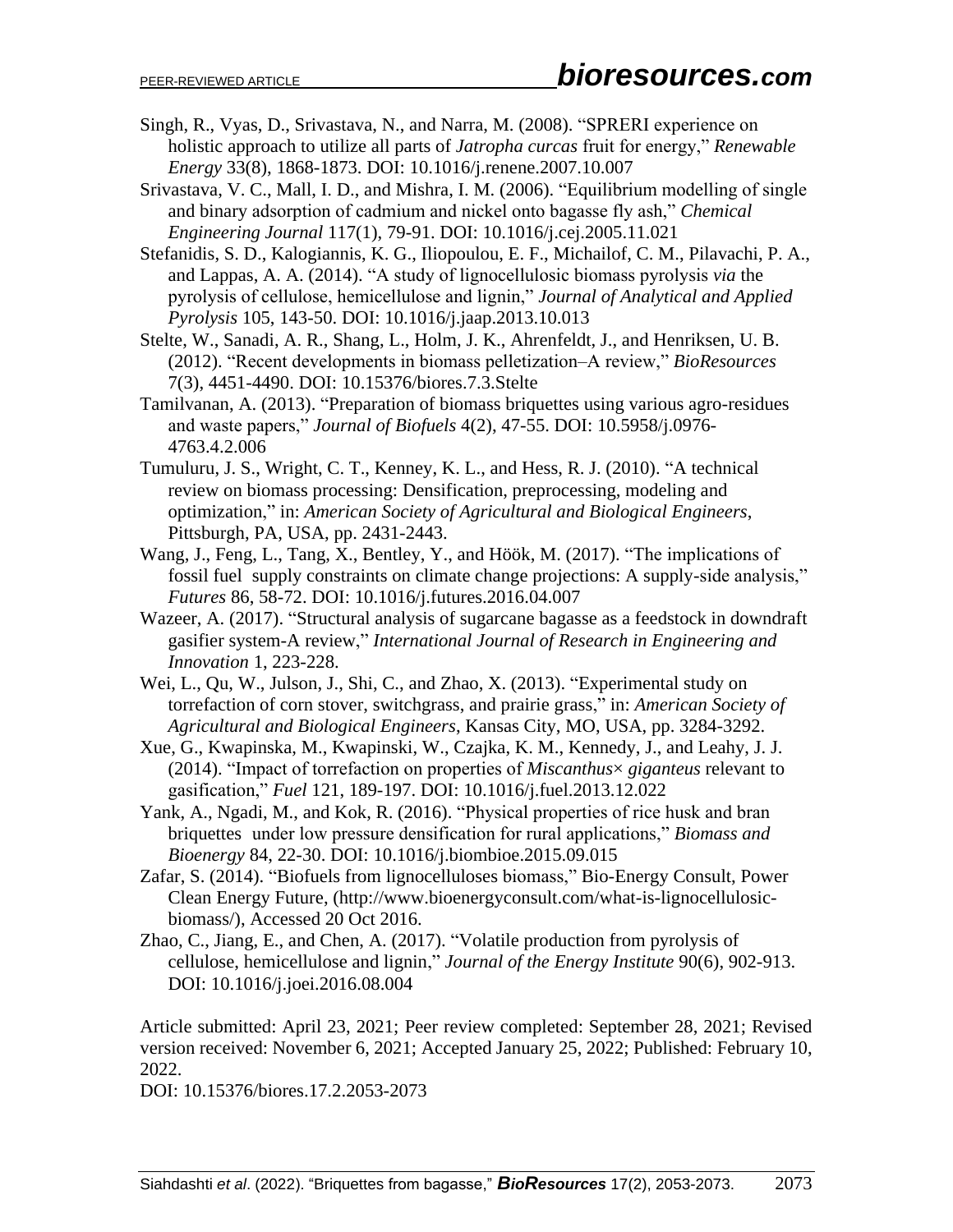Singh, R., Vyas, D., Srivastava, N., and Narra, M. (2008). "SPRERI experience on holistic approach to utilize all parts of *Jatropha curcas* fruit for energy," *Renewable Energy* 33(8), 1868-1873. DOI: 10.1016/j.renene.2007.10.007

Srivastava, V. C., Mall, I. D., and Mishra, I. M. (2006). "Equilibrium modelling of single and binary adsorption of cadmium and nickel onto bagasse fly ash," *Chemical Engineering Journal* 117(1), 79-91. DOI: 10.1016/j.cej.2005.11.021

Stefanidis, S. D., Kalogiannis, K. G., Iliopoulou, E. F., Michailof, C. M., Pilavachi, P. A., and Lappas, A. A. (2014). "A study of lignocellulosic biomass pyrolysis *via* the pyrolysis of cellulose, hemicellulose and lignin," *Journal of Analytical and Applied Pyrolysis* 105, 143-50. DOI: 10.1016/j.jaap.2013.10.013

Stelte, W., Sanadi, A. R., Shang, L., Holm, J. K., Ahrenfeldt, J., and Henriksen, U. B. (2012). "Recent developments in biomass pelletization–A review," *BioResources* 7(3), 4451-4490. DOI: 10.15376/biores.7.3.Stelte

Tamilvanan, A. (2013). "Preparation of biomass briquettes using various agro-residues and waste papers," *Journal of Biofuels* 4(2), 47-55. DOI: 10.5958/j.0976-4763.4.2.006

Tumuluru, J. S., Wright, C. T., Kenney, K. L., and Hess, R. J. (2010). "A technical review on biomass processing: Densification, preprocessing, modeling and optimization," in: *American Society of Agricultural and Biological Engineers*, Pittsburgh, PA, USA, pp. 2431-2443.

Wang, J., Feng, L., Tang, X., Bentley, Y., and Höök, M. (2017). "The implications of fossil fuel supply constraints on climate change projections: A supply-side analysis," *Futures* 86, 58-72. DOI: 10.1016/j.futures.2016.04.007

Wazeer, A. (2017). "Structural analysis of sugarcane bagasse as a feedstock in downdraft gasifier system-A review," *International Journal of Research in Engineering and Innovation* 1, 223-228.

Wei, L., Qu, W., Julson, J., Shi, C., and Zhao, X. (2013). "Experimental study on torrefaction of corn stover, switchgrass, and prairie grass," in: *American Society of Agricultural and Biological Engineers*, Kansas City, MO, USA, pp. 3284-3292.

Xue, G., Kwapinska, M., Kwapinski, W., Czajka, K. M., Kennedy, J., and Leahy, J. J. (2014). "Impact of torrefaction on properties of *Miscanthus× giganteus* relevant to gasification," *Fuel* 121, 189-197. DOI: 10.1016/j.fuel.2013.12.022

Yank, A., Ngadi, M., and Kok, R. (2016). "Physical properties of rice husk and bran briquettes under low pressure densification for rural applications," *Biomass and Bioenergy* 84, 22-30. DOI: 10.1016/j.biombioe.2015.09.015

Zafar, S. (2014). "Biofuels from lignocelluloses biomass," Bio-Energy Consult, Power Clean Energy Future, (http://www.bioenergyconsult.com/what-is-lignocellulosic-biomass/), Accessed 20 Oct 2016.

Zhao, C., Jiang, E., and Chen, A. (2017). "Volatile production from pyrolysis of cellulose, hemicellulose and lignin," *Journal of the Energy Institute* 90(6), 902-913. DOI: 10.1016/j.joei.2016.08.004

Article submitted: April 23, 2021; Peer review completed: September 28, 2021; Revised version received: November 6, 2021; Accepted January 25, 2022; Published: February 10, 2022.

DOI: 10.15376/biores.17.2.2053-2073